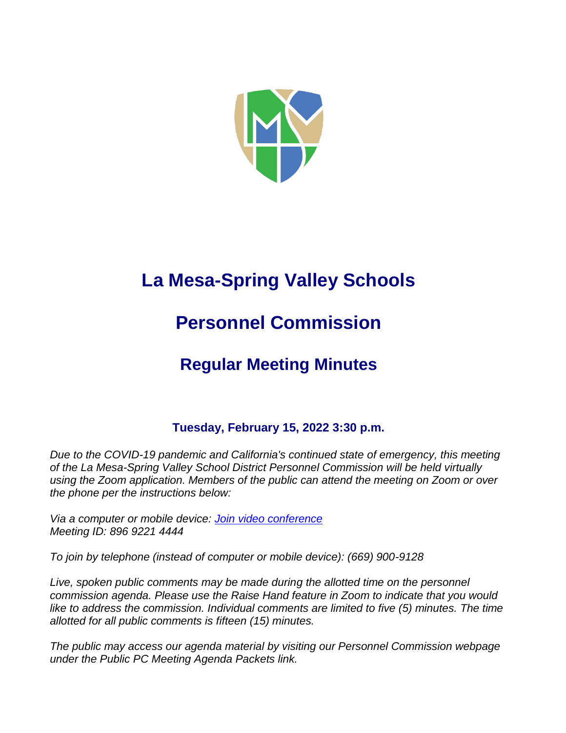# La Mesa-Spring Valley Schools

# Personnel Commission

## Regular Meeting Minutes

### Tuesday, February 15, 2022 3:30 p.m.

*Due to the COVID-19 pandemic and California's continued state of emergency, this meeting of the La Mesa-Spring Valley School District Personnel Commission will be held virtually using the Zoom application. Members of the public can attend the meeting on Zoom or over the phone per the instructions below:*

*Via a computer or mobile device: [Join video conference]()*
*Meeting ID: 896 9221 4444*

*To join by telephone (instead of computer or mobile device): (669) 900-9128*

*Live, spoken public comments may be made during the allotted time on the personnel commission agenda. Please use the Raise Hand feature in Zoom to indicate that you would like to address the commission. Individual comments are limited to five (5) minutes. The time allotted for all public comments is fifteen (15) minutes.*

*The public may access our agenda material by visiting our Personnel Commission webpage under the Public PC Meeting Agenda Packets link.*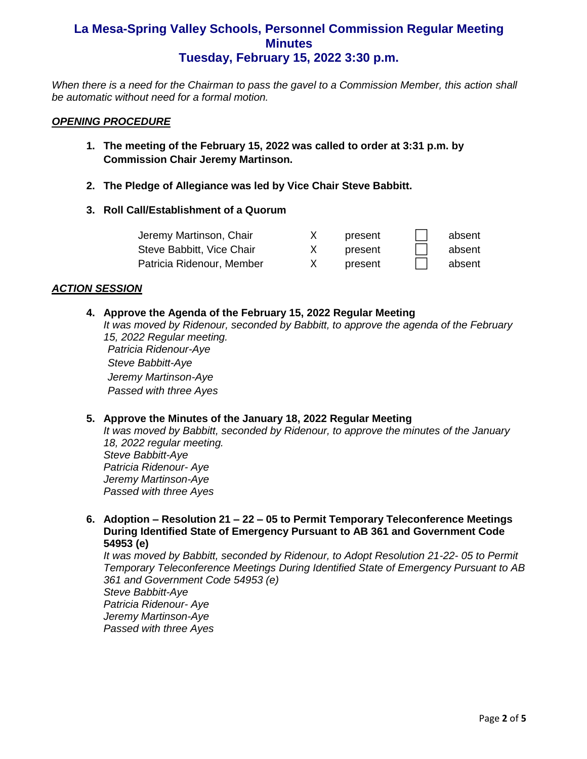# La Mesa-Spring Valley Schools, Personnel Commission Regular Meeting Minutes
## Tuesday, February 15, 2022 3:30 p.m.

*When there is a need for the Chairman to pass the gavel to a Commission Member, this action shall be automatic without need for a formal motion.*

### ***OPENING PROCEDURE***

1. **The meeting of the February 15, 2022 was called to order at 3:31 p.m. by Commission Chair Jeremy Martinson.**

2. **The Pledge of Allegiance was led by Vice Chair Steve Babbitt.**

3. **Roll Call/Establishment of a Quorum**

| | | | | |
|---|---|---|---|---|
| Jeremy Martinson, Chair | X | present | ☐ | absent |
| Steve Babbitt, Vice Chair | X | present | ☐ | absent |
| Patricia Ridenour, Member | X | present | ☐ | absent |

### ***ACTION SESSION***

4. **Approve the Agenda of the February 15, 2022 Regular Meeting**
   *It was moved by Ridenour, seconded by Babbitt, to approve the agenda of the February 15, 2022 Regular meeting.*
   *Patricia Ridenour-Aye*
   *Steve Babbitt-Aye*
   *Jeremy Martinson-Aye*
   *Passed with three Ayes*

5. **Approve the Minutes of the January 18, 2022 Regular Meeting**
   *It was moved by Babbitt, seconded by Ridenour, to approve the minutes of the January 18, 2022 regular meeting.*
   *Steve Babbitt-Aye*
   *Patricia Ridenour- Aye*
   *Jeremy Martinson-Aye*
   *Passed with three Ayes*

6. **Adoption – Resolution 21 – 22 – 05 to Permit Temporary Teleconference Meetings During Identified State of Emergency Pursuant to AB 361 and Government Code 54953 (e)**
   *It was moved by Babbitt, seconded by Ridenour, to Adopt Resolution 21-22- 05 to Permit Temporary Teleconference Meetings During Identified State of Emergency Pursuant to AB 361 and Government Code 54953 (e)*
   *Steve Babbitt-Aye*
   *Patricia Ridenour- Aye*
   *Jeremy Martinson-Aye*
   *Passed with three Ayes*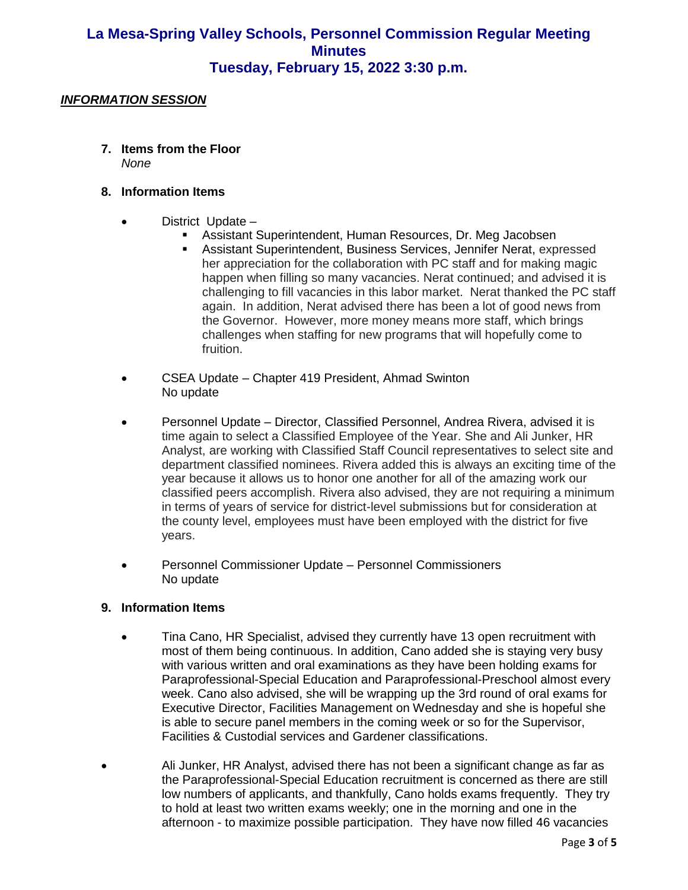# La Mesa-Spring Valley Schools, Personnel Commission Regular Meeting Minutes
# Tuesday, February 15, 2022 3:30 p.m.

***INFORMATION SESSION***

7. **Items from the Floor**
   *None*

8. **Information Items**

   - District Update –
     - Assistant Superintendent, Human Resources, Dr. Meg Jacobsen
     - Assistant Superintendent, Business Services, Jennifer Nerat, expressed her appreciation for the collaboration with PC staff and for making magic happen when filling so many vacancies. Nerat continued; and advised it is challenging to fill vacancies in this labor market. Nerat thanked the PC staff again. In addition, Nerat advised there has been a lot of good news from the Governor. However, more money means more staff, which brings challenges when staffing for new programs that will hopefully come to fruition.

   - CSEA Update – Chapter 419 President, Ahmad Swinton
     No update

   - Personnel Update – Director, Classified Personnel, Andrea Rivera, advised it is time again to select a Classified Employee of the Year. She and Ali Junker, HR Analyst, are working with Classified Staff Council representatives to select site and department classified nominees. Rivera added this is always an exciting time of the year because it allows us to honor one another for all of the amazing work our classified peers accomplish. Rivera also advised, they are not requiring a minimum in terms of years of service for district-level submissions but for consideration at the county level, employees must have been employed with the district for five years.

   - Personnel Commissioner Update – Personnel Commissioners
     No update

9. **Information Items**

   - Tina Cano, HR Specialist, advised they currently have 13 open recruitment with most of them being continuous. In addition, Cano added she is staying very busy with various written and oral examinations as they have been holding exams for Paraprofessional-Special Education and Paraprofessional-Preschool almost every week. Cano also advised, she will be wrapping up the 3rd round of oral exams for Executive Director, Facilities Management on Wednesday and she is hopeful she is able to secure panel members in the coming week or so for the Supervisor, Facilities & Custodial services and Gardener classifications.

   - Ali Junker, HR Analyst, advised there has not been a significant change as far as the Paraprofessional-Special Education recruitment is concerned as there are still low numbers of applicants, and thankfully, Cano holds exams frequently. They try to hold at least two written exams weekly; one in the morning and one in the afternoon - to maximize possible participation. They have now filled 46 vacancies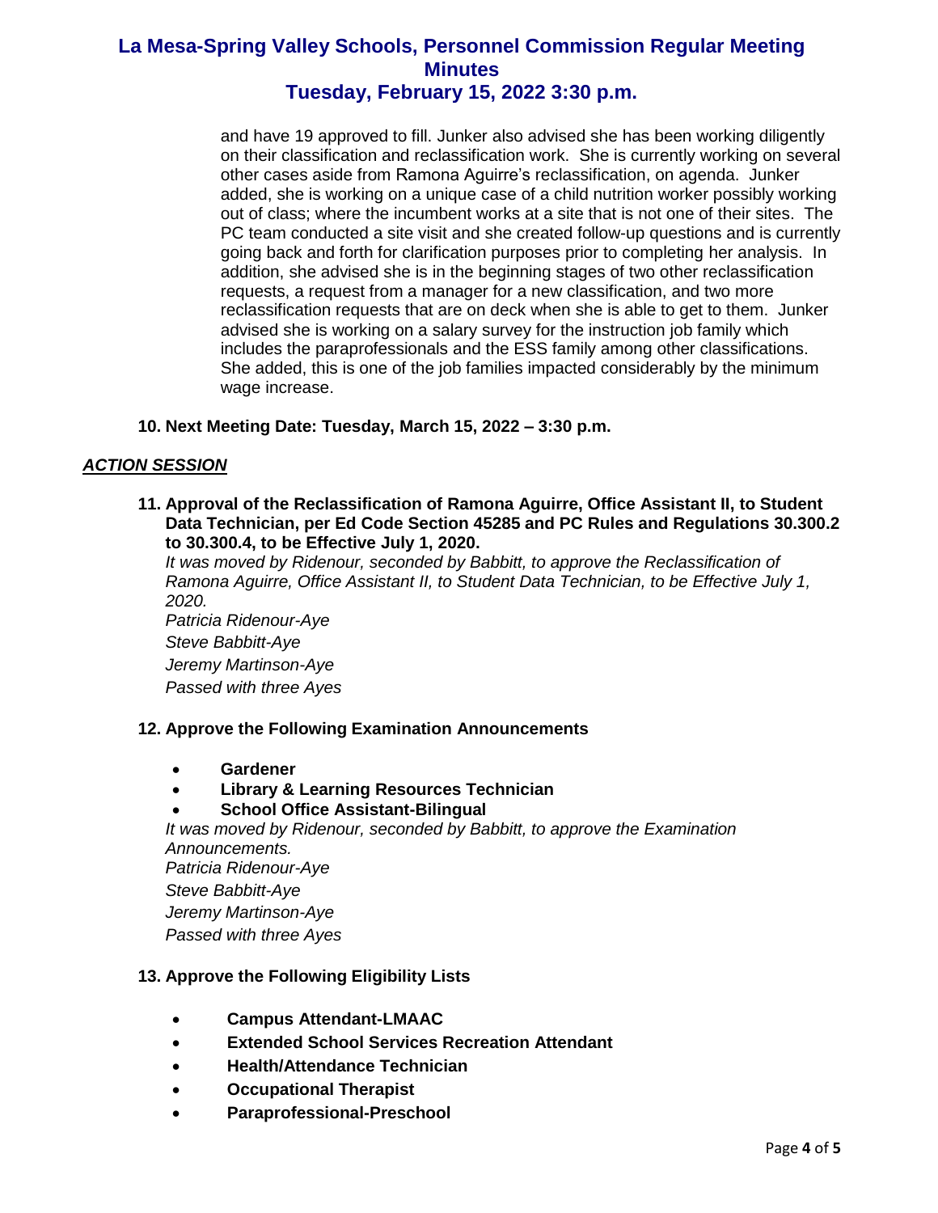and have 19 approved to fill. Junker also advised she has been working diligently on their classification and reclassification work. She is currently working on several other cases aside from Ramona Aguirre's reclassification, on agenda. Junker added, she is working on a unique case of a child nutrition worker possibly working out of class; where the incumbent works at a site that is not one of their sites. The PC team conducted a site visit and she created follow-up questions and is currently going back and forth for clarification purposes prior to completing her analysis. In addition, she advised she is in the beginning stages of two other reclassification requests, a request from a manager for a new classification, and two more reclassification requests that are on deck when she is able to get to them. Junker advised she is working on a salary survey for the instruction job family which includes the paraprofessionals and the ESS family among other classifications. She added, this is one of the job families impacted considerably by the minimum wage increase.

**10. Next Meeting Date: Tuesday, March 15, 2022 – 3:30 p.m.**

***ACTION SESSION***

**11. Approval of the Reclassification of Ramona Aguirre, Office Assistant II, to Student Data Technician, per Ed Code Section 45285 and PC Rules and Regulations 30.300.2 to 30.300.4, to be Effective July 1, 2020.**

*It was moved by Ridenour, seconded by Babbitt, to approve the Reclassification of Ramona Aguirre, Office Assistant II, to Student Data Technician, to be Effective July 1, 2020.*
*Patricia Ridenour-Aye*
*Steve Babbitt-Aye*
*Jeremy Martinson-Aye*
*Passed with three Ayes*

**12. Approve the Following Examination Announcements**

- **Gardener**
- **Library & Learning Resources Technician**
- **School Office Assistant-Bilingual**

*It was moved by Ridenour, seconded by Babbitt, to approve the Examination Announcements.*
*Patricia Ridenour-Aye*
*Steve Babbitt-Aye*
*Jeremy Martinson-Aye*
*Passed with three Ayes*

**13. Approve the Following Eligibility Lists**

- **Campus Attendant-LMAAC**
- **Extended School Services Recreation Attendant**
- **Health/Attendance Technician**
- **Occupational Therapist**
- **Paraprofessional-Preschool**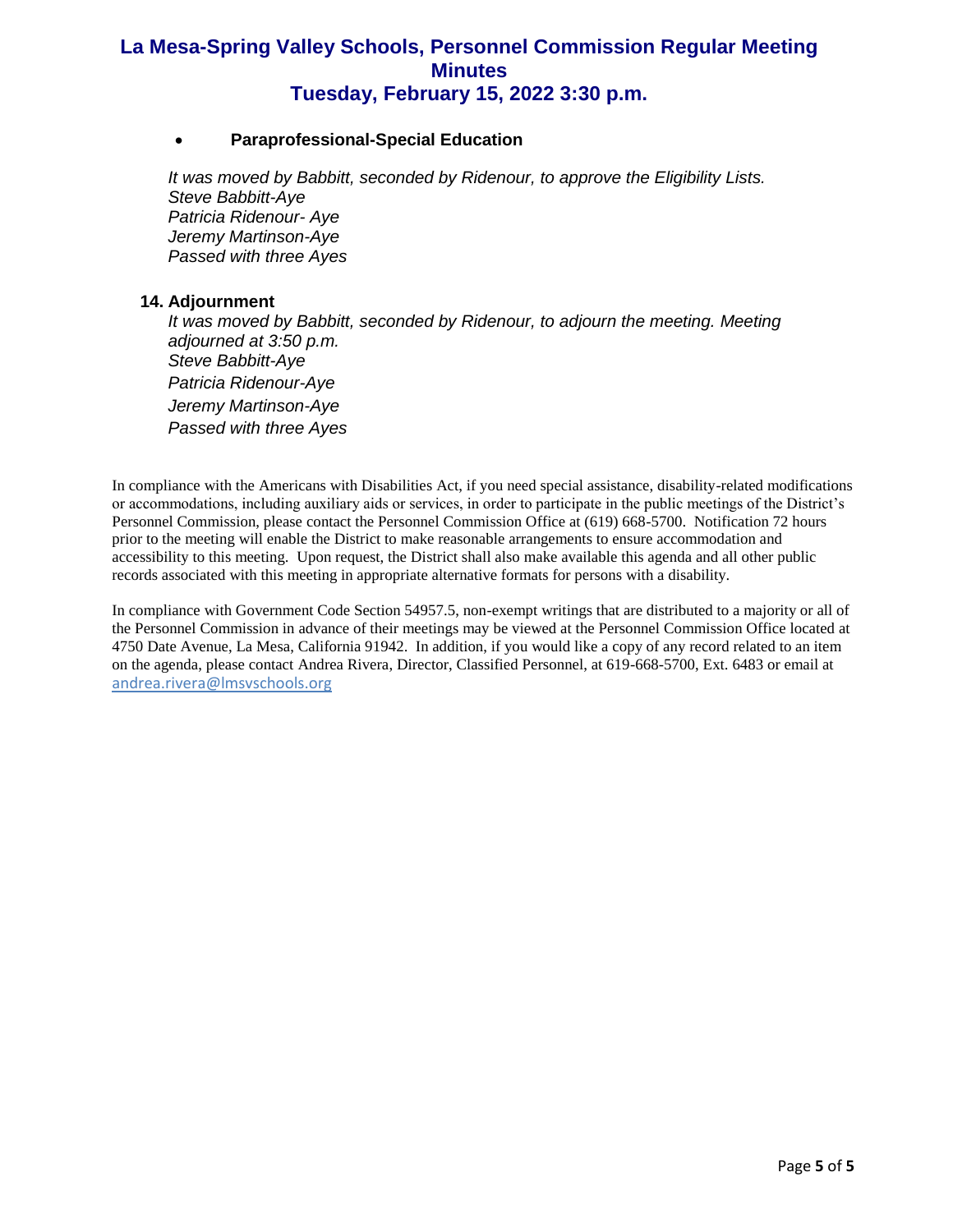- **Paraprofessional-Special Education**

*It was moved by Babbitt, seconded by Ridenour, to approve the Eligibility Lists.*
*Steve Babbitt-Aye*
*Patricia Ridenour- Aye*
*Jeremy Martinson-Aye*
*Passed with three Ayes*

### 14. Adjournment

*It was moved by Babbitt, seconded by Ridenour, to adjourn the meeting. Meeting adjourned at 3:50 p.m.*
*Steve Babbitt-Aye*
*Patricia Ridenour-Aye*
*Jeremy Martinson-Aye*
*Passed with three Ayes*

In compliance with the Americans with Disabilities Act, if you need special assistance, disability-related modifications or accommodations, including auxiliary aids or services, in order to participate in the public meetings of the District's Personnel Commission, please contact the Personnel Commission Office at (619) 668-5700. Notification 72 hours prior to the meeting will enable the District to make reasonable arrangements to ensure accommodation and accessibility to this meeting. Upon request, the District shall also make available this agenda and all other public records associated with this meeting in appropriate alternative formats for persons with a disability.

In compliance with Government Code Section 54957.5, non-exempt writings that are distributed to a majority or all of the Personnel Commission in advance of their meetings may be viewed at the Personnel Commission Office located at 4750 Date Avenue, La Mesa, California 91942. In addition, if you would like a copy of any record related to an item on the agenda, please contact Andrea Rivera, Director, Classified Personnel, at 619-668-5700, Ext. 6483 or email at andrea.rivera@lmsvschools.org